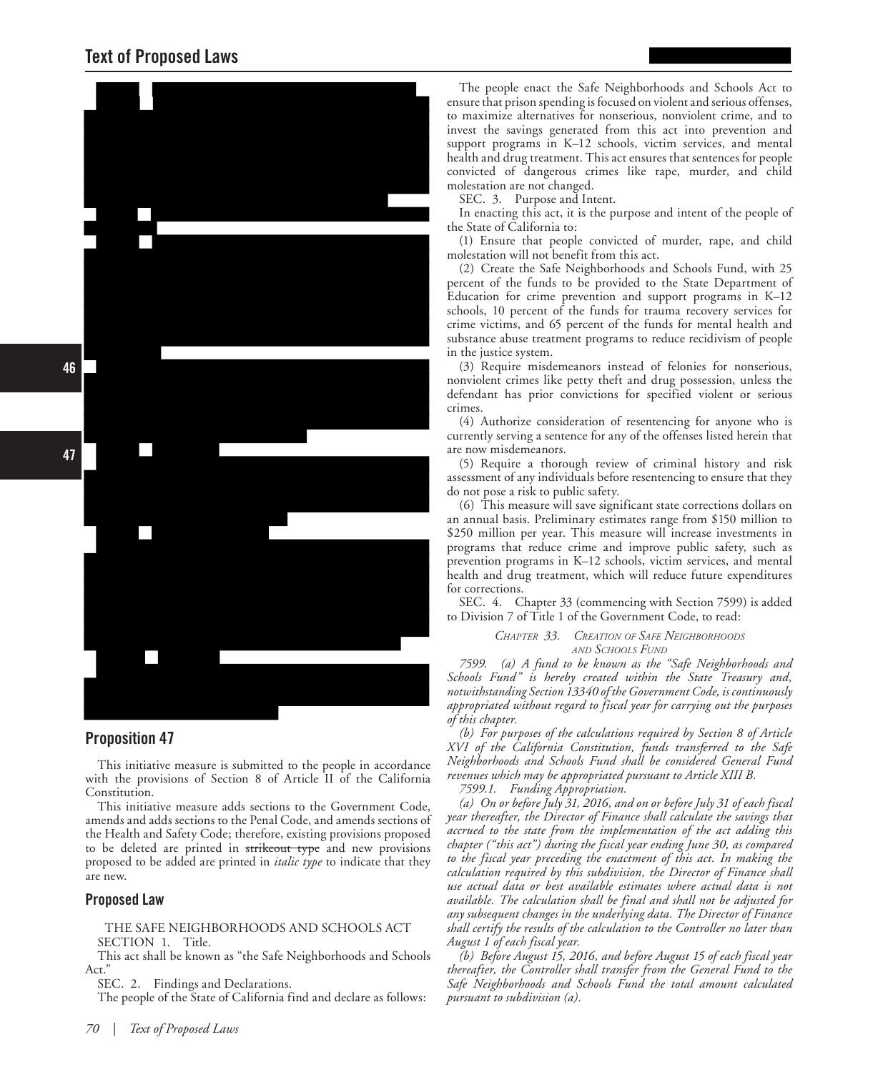## Proposition 47

This initiative measure is submitted to the people in accordance with the provisions of Section 8 of Article II of the California Constitution.

This initiative measure adds sections to the Government Code, amends and adds sections to the Penal Code, and amends sections of the Health and Safety Code; therefore, existing provisions proposed to be deleted are printed in ~~strikeout type~~ and new provisions proposed to be added are printed in *italic type* to indicate that they are new.

## Proposed Law

THE SAFE NEIGHBORHOODS AND SCHOOLS ACT

SECTION 1. Title.

This act shall be known as "the Safe Neighborhoods and Schools Act."

SEC. 2. Findings and Declarations.

The people of the State of California find and declare as follows:

The people enact the Safe Neighborhoods and Schools Act to ensure that prison spending is focused on violent and serious offenses, to maximize alternatives for nonserious, nonviolent crime, and to invest the savings generated from this act into prevention and support programs in K–12 schools, victim services, and mental health and drug treatment. This act ensures that sentences for people convicted of dangerous crimes like rape, murder, and child molestation are not changed.

SEC. 3. Purpose and Intent.

In enacting this act, it is the purpose and intent of the people of the State of California to:

(1) Ensure that people convicted of murder, rape, and child molestation will not benefit from this act.

(2) Create the Safe Neighborhoods and Schools Fund, with 25 percent of the funds to be provided to the State Department of Education for crime prevention and support programs in K–12 schools, 10 percent of the funds for trauma recovery services for crime victims, and 65 percent of the funds for mental health and substance abuse treatment programs to reduce recidivism of people in the justice system.

(3) Require misdemeanors instead of felonies for nonserious, nonviolent crimes like petty theft and drug possession, unless the defendant has prior convictions for specified violent or serious crimes.

(4) Authorize consideration of resentencing for anyone who is currently serving a sentence for any of the offenses listed herein that are now misdemeanors.

(5) Require a thorough review of criminal history and risk assessment of any individuals before resentencing to ensure that they do not pose a risk to public safety.

(6) This measure will save significant state corrections dollars on an annual basis. Preliminary estimates range from $150 million to $250 million per year. This measure will increase investments in programs that reduce crime and improve public safety, such as prevention programs in K–12 schools, victim services, and mental health and drug treatment, which will reduce future expenditures for corrections.

SEC. 4. Chapter 33 (commencing with Section 7599) is added to Division 7 of Title 1 of the Government Code, to read:

*CHAPTER 33. CREATION OF SAFE NEIGHBORHOODS AND SCHOOLS FUND*

*7599. (a) A fund to be known as the "Safe Neighborhoods and Schools Fund" is hereby created within the State Treasury and, notwithstanding Section 13340 of the Government Code, is continuously appropriated without regard to fiscal year for carrying out the purposes of this chapter.*

*(b) For purposes of the calculations required by Section 8 of Article XVI of the California Constitution, funds transferred to the Safe Neighborhoods and Schools Fund shall be considered General Fund revenues which may be appropriated pursuant to Article XIII B.*

*7599.1. Funding Appropriation.*

*(a) On or before July 31, 2016, and on or before July 31 of each fiscal year thereafter, the Director of Finance shall calculate the savings that accrued to the state from the implementation of the act adding this chapter ("this act") during the fiscal year ending June 30, as compared to the fiscal year preceding the enactment of this act. In making the calculation required by this subdivision, the Director of Finance shall use actual data or best available estimates where actual data is not available. The calculation shall be final and shall not be adjusted for any subsequent changes in the underlying data. The Director of Finance shall certify the results of the calculation to the Controller no later than August 1 of each fiscal year.*

*(b) Before August 15, 2016, and before August 15 of each fiscal year thereafter, the Controller shall transfer from the General Fund to the Safe Neighborhoods and Schools Fund the total amount calculated pursuant to subdivision (a).*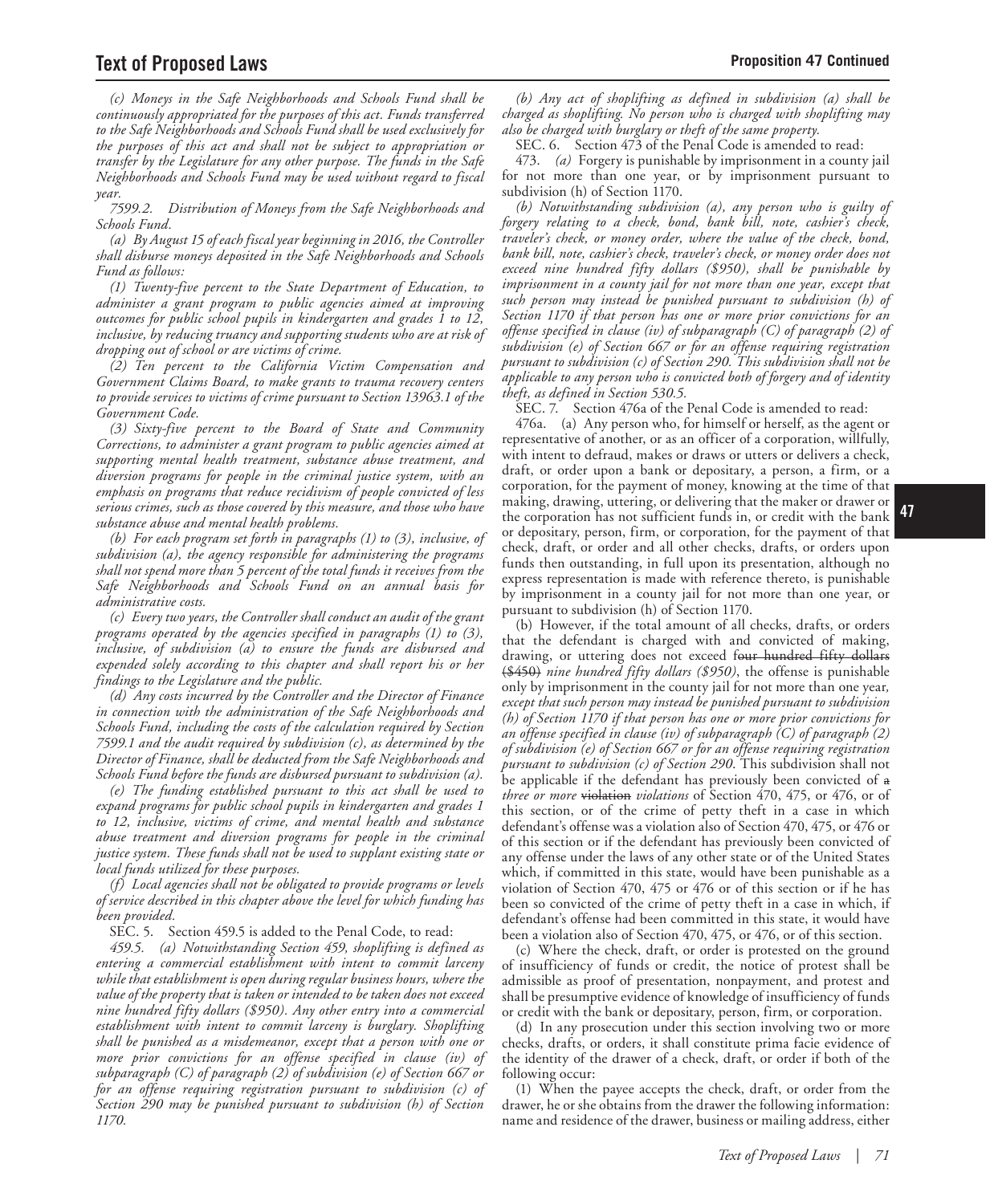*(c) Moneys in the Safe Neighborhoods and Schools Fund shall be continuously appropriated for the purposes of this act. Funds transferred to the Safe Neighborhoods and Schools Fund shall be used exclusively for the purposes of this act and shall not be subject to appropriation or transfer by the Legislature for any other purpose. The funds in the Safe Neighborhoods and Schools Fund may be used without regard to fiscal year.*

*7599.2. Distribution of Moneys from the Safe Neighborhoods and Schools Fund.*

*(a) By August 15 of each fiscal year beginning in 2016, the Controller shall disburse moneys deposited in the Safe Neighborhoods and Schools Fund as follows:*

*(1) Twenty-five percent to the State Department of Education, to administer a grant program to public agencies aimed at improving outcomes for public school pupils in kindergarten and grades 1 to 12, inclusive, by reducing truancy and supporting students who are at risk of dropping out of school or are victims of crime.*

*(2) Ten percent to the California Victim Compensation and Government Claims Board, to make grants to trauma recovery centers to provide services to victims of crime pursuant to Section 13963.1 of the Government Code.*

*(3) Sixty-five percent to the Board of State and Community Corrections, to administer a grant program to public agencies aimed at supporting mental health treatment, substance abuse treatment, and diversion programs for people in the criminal justice system, with an emphasis on programs that reduce recidivism of people convicted of less serious crimes, such as those covered by this measure, and those who have substance abuse and mental health problems.*

*(b) For each program set forth in paragraphs (1) to (3), inclusive, of subdivision (a), the agency responsible for administering the programs shall not spend more than 5 percent of the total funds it receives from the Safe Neighborhoods and Schools Fund on an annual basis for administrative costs.*

*(c) Every two years, the Controller shall conduct an audit of the grant programs operated by the agencies specified in paragraphs (1) to (3), inclusive, of subdivision (a) to ensure the funds are disbursed and expended solely according to this chapter and shall report his or her findings to the Legislature and the public.*

*(d) Any costs incurred by the Controller and the Director of Finance in connection with the administration of the Safe Neighborhoods and Schools Fund, including the costs of the calculation required by Section 7599.1 and the audit required by subdivision (c), as determined by the Director of Finance, shall be deducted from the Safe Neighborhoods and Schools Fund before the funds are disbursed pursuant to subdivision (a).*

*(e) The funding established pursuant to this act shall be used to expand programs for public school pupils in kindergarten and grades 1 to 12, inclusive, victims of crime, and mental health and substance abuse treatment and diversion programs for people in the criminal justice system. These funds shall not be used to supplant existing state or local funds utilized for these purposes.*

*(f) Local agencies shall not be obligated to provide programs or levels of service described in this chapter above the level for which funding has been provided.*

SEC. 5. Section 459.5 is added to the Penal Code, to read:

*459.5. (a) Notwithstanding Section 459, shoplifting is defined as entering a commercial establishment with intent to commit larceny while that establishment is open during regular business hours, where the value of the property that is taken or intended to be taken does not exceed nine hundred fifty dollars ($950). Any other entry into a commercial establishment with intent to commit larceny is burglary. Shoplifting shall be punished as a misdemeanor, except that a person with one or more prior convictions for an offense specified in clause (iv) of subparagraph (C) of paragraph (2) of subdivision (e) of Section 667 or for an offense requiring registration pursuant to subdivision (c) of Section 290 may be punished pursuant to subdivision (h) of Section 1170.*

*(b) Any act of shoplifting as defined in subdivision (a) shall be charged as shoplifting. No person who is charged with shoplifting may also be charged with burglary or theft of the same property.*

SEC. 6. Section 473 of the Penal Code is amended to read:

473. *(a)* Forgery is punishable by imprisonment in a county jail for not more than one year, or by imprisonment pursuant to subdivision (h) of Section 1170.

*(b) Notwithstanding subdivision (a), any person who is guilty of forgery relating to a check, bond, bank bill, note, cashier's check, traveler's check, or money order, where the value of the check, bond, bank bill, note, cashier's check, traveler's check, or money order does not exceed nine hundred fifty dollars ($950), shall be punishable by imprisonment in a county jail for not more than one year, except that such person may instead be punished pursuant to subdivision (h) of Section 1170 if that person has one or more prior convictions for an offense specified in clause (iv) of subparagraph (C) of paragraph (2) of subdivision (e) of Section 667 or for an offense requiring registration pursuant to subdivision (c) of Section 290. This subdivision shall not be applicable to any person who is convicted both of forgery and of identity theft, as defined in Section 530.5.*

SEC. 7. Section 476a of the Penal Code is amended to read:

476a. (a) Any person who, for himself or herself, as the agent or representative of another, or as an officer of a corporation, willfully, with intent to defraud, makes or draws or utters or delivers a check, draft, or order upon a bank or depositary, a person, a firm, or a corporation, for the payment of money, knowing at the time of that making, drawing, uttering, or delivering that the maker or drawer or the corporation has not sufficient funds in, or credit with the bank or depositary, person, firm, or corporation, for the payment of that check, draft, or order and all other checks, drafts, or orders upon funds then outstanding, in full upon its presentation, although no express representation is made with reference thereto, is punishable by imprisonment in a county jail for not more than one year, or pursuant to subdivision (h) of Section 1170.

(b) However, if the total amount of all checks, drafts, or orders that the defendant is charged with and convicted of making, drawing, or uttering does not exceed ~~four hundred fifty dollars ($450)~~ *nine hundred fifty dollars ($950)*, the offense is punishable only by imprisonment in the county jail for not more than one year*, except that such person may instead be punished pursuant to subdivision (h) of Section 1170 if that person has one or more prior convictions for an offense specified in clause (iv) of subparagraph (C) of paragraph (2) of subdivision (e) of Section 667 or for an offense requiring registration pursuant to subdivision (c) of Section 290*. This subdivision shall not be applicable if the defendant has previously been convicted of ~~a~~ *three or more* ~~violation~~ *violations* of Section 470, 475, or 476, or of this section, or of the crime of petty theft in a case in which defendant's offense was a violation also of Section 470, 475, or 476 or of this section or if the defendant has previously been convicted of any offense under the laws of any other state or of the United States which, if committed in this state, would have been punishable as a violation of Section 470, 475 or 476 or of this section or if he has been so convicted of the crime of petty theft in a case in which, if defendant's offense had been committed in this state, it would have been a violation also of Section 470, 475, or 476, or of this section.

(c) Where the check, draft, or order is protested on the ground of insufficiency of funds or credit, the notice of protest shall be admissible as proof of presentation, nonpayment, and protest and shall be presumptive evidence of knowledge of insufficiency of funds or credit with the bank or depositary, person, firm, or corporation.

(d) In any prosecution under this section involving two or more checks, drafts, or orders, it shall constitute prima facie evidence of the identity of the drawer of a check, draft, or order if both of the following occur:

(1) When the payee accepts the check, draft, or order from the drawer, he or she obtains from the drawer the following information: name and residence of the drawer, business or mailing address, either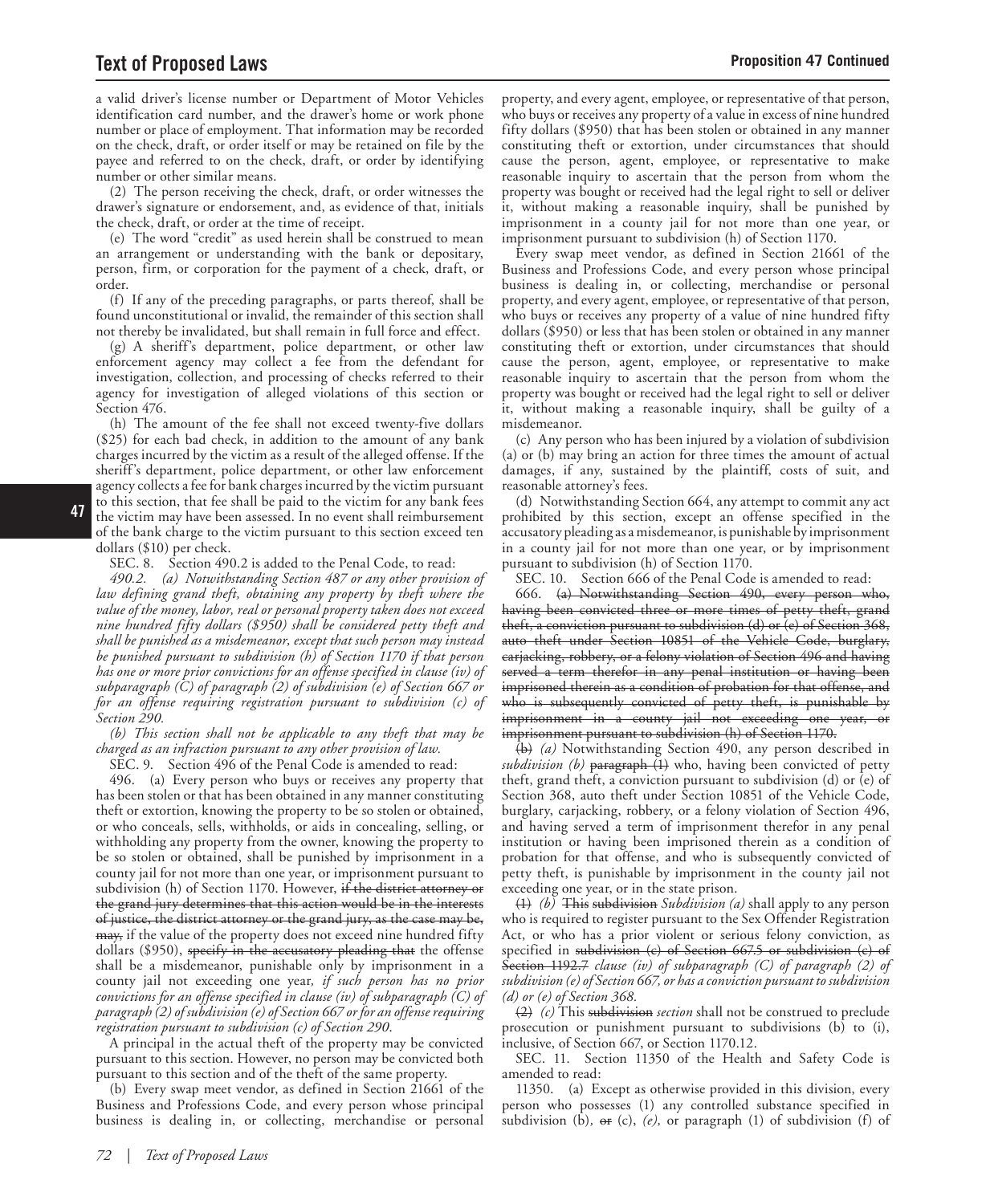a valid driver's license number or Department of Motor Vehicles identification card number, and the drawer's home or work phone number or place of employment. That information may be recorded on the check, draft, or order itself or may be retained on file by the payee and referred to on the check, draft, or order by identifying number or other similar means.

(2) The person receiving the check, draft, or order witnesses the drawer's signature or endorsement, and, as evidence of that, initials the check, draft, or order at the time of receipt.

(e) The word "credit" as used herein shall be construed to mean an arrangement or understanding with the bank or depositary, person, firm, or corporation for the payment of a check, draft, or order.

(f) If any of the preceding paragraphs, or parts thereof, shall be found unconstitutional or invalid, the remainder of this section shall not thereby be invalidated, but shall remain in full force and effect.

(g) A sheriff's department, police department, or other law enforcement agency may collect a fee from the defendant for investigation, collection, and processing of checks referred to their agency for investigation of alleged violations of this section or Section 476.

(h) The amount of the fee shall not exceed twenty-five dollars ($25) for each bad check, in addition to the amount of any bank charges incurred by the victim as a result of the alleged offense. If the sheriff's department, police department, or other law enforcement agency collects a fee for bank charges incurred by the victim pursuant to this section, that fee shall be paid to the victim for any bank fees the victim may have been assessed. In no event shall reimbursement of the bank charge to the victim pursuant to this section exceed ten dollars ($10) per check.

SEC. 8. Section 490.2 is added to the Penal Code, to read:

*490.2. (a) Notwithstanding Section 487 or any other provision of law defining grand theft, obtaining any property by theft where the value of the money, labor, real or personal property taken does not exceed nine hundred fifty dollars ($950) shall be considered petty theft and shall be punished as a misdemeanor, except that such person may instead be punished pursuant to subdivision (h) of Section 1170 if that person has one or more prior convictions for an offense specified in clause (iv) of subparagraph (C) of paragraph (2) of subdivision (e) of Section 667 or for an offense requiring registration pursuant to subdivision (c) of Section 290.*

*(b) This section shall not be applicable to any theft that may be charged as an infraction pursuant to any other provision of law.*

SEC. 9. Section 496 of the Penal Code is amended to read:

496. (a) Every person who buys or receives any property that has been stolen or that has been obtained in any manner constituting theft or extortion, knowing the property to be so stolen or obtained, or who conceals, sells, withholds, or aids in concealing, selling, or withholding any property from the owner, knowing the property to be so stolen or obtained, shall be punished by imprisonment in a county jail for not more than one year, or imprisonment pursuant to subdivision (h) of Section 1170. However, ~~if the district attorney or the grand jury determines that this action would be in the interests of justice, the district attorney or the grand jury, as the case may be, may,~~ if the value of the property does not exceed nine hundred fifty dollars ($950), ~~specify in the accusatory pleading that~~ the offense shall be a misdemeanor, punishable only by imprisonment in a county jail not exceeding one year*, if such person has no prior convictions for an offense specified in clause (iv) of subparagraph (C) of paragraph (2) of subdivision (e) of Section 667 or for an offense requiring registration pursuant to subdivision (c) of Section 290*.

A principal in the actual theft of the property may be convicted pursuant to this section. However, no person may be convicted both pursuant to this section and of the theft of the same property.

(b) Every swap meet vendor, as defined in Section 21661 of the Business and Professions Code, and every person whose principal business is dealing in, or collecting, merchandise or personal property, and every agent, employee, or representative of that person, who buys or receives any property of a value in excess of nine hundred fifty dollars ($950) that has been stolen or obtained in any manner constituting theft or extortion, under circumstances that should cause the person, agent, employee, or representative to make reasonable inquiry to ascertain that the person from whom the property was bought or received had the legal right to sell or deliver it, without making a reasonable inquiry, shall be punished by imprisonment in a county jail for not more than one year, or imprisonment pursuant to subdivision (h) of Section 1170.

Every swap meet vendor, as defined in Section 21661 of the Business and Professions Code, and every person whose principal business is dealing in, or collecting, merchandise or personal property, and every agent, employee, or representative of that person, who buys or receives any property of a value of nine hundred fifty dollars ($950) or less that has been stolen or obtained in any manner constituting theft or extortion, under circumstances that should cause the person, agent, employee, or representative to make reasonable inquiry to ascertain that the person from whom the property was bought or received had the legal right to sell or deliver it, without making a reasonable inquiry, shall be guilty of a misdemeanor.

(c) Any person who has been injured by a violation of subdivision (a) or (b) may bring an action for three times the amount of actual damages, if any, sustained by the plaintiff, costs of suit, and reasonable attorney's fees.

(d) Notwithstanding Section 664, any attempt to commit any act prohibited by this section, except an offense specified in the accusatory pleading as a misdemeanor, is punishable by imprisonment in a county jail for not more than one year, or by imprisonment pursuant to subdivision (h) of Section 1170.

SEC. 10. Section 666 of the Penal Code is amended to read:

666. ~~(a) Notwithstanding Section 490, every person who, having been convicted three or more times of petty theft, grand theft, a conviction pursuant to subdivision (d) or (e) of Section 368, auto theft under Section 10851 of the Vehicle Code, burglary, carjacking, robbery, or a felony violation of Section 496 and having served a term therefor in any penal institution or having been imprisoned therein as a condition of probation for that offense, and who is subsequently convicted of petty theft, is punishable by imprisonment in a county jail not exceeding one year, or imprisonment pursuant to subdivision (h) of Section 1170.~~

~~(b)~~ *(a)* Notwithstanding Section 490, any person described in *subdivision (b)* ~~paragraph (1)~~ who, having been convicted of petty theft, grand theft, a conviction pursuant to subdivision (d) or (e) of Section 368, auto theft under Section 10851 of the Vehicle Code, burglary, carjacking, robbery, or a felony violation of Section 496, and having served a term of imprisonment therefor in any penal institution or having been imprisoned therein as a condition of probation for that offense, and who is subsequently convicted of petty theft, is punishable by imprisonment in the county jail not exceeding one year, or in the state prison.

~~(1)~~ *(b)* ~~This subdivision~~ *Subdivision (a)* shall apply to any person who is required to register pursuant to the Sex Offender Registration Act, or who has a prior violent or serious felony conviction, as specified in ~~subdivision (c) of Section 667.5 or subdivision (c) of Section 1192.7~~ *clause (iv) of subparagraph (C) of paragraph (2) of subdivision (e) of Section 667, or has a conviction pursuant to subdivision (d) or (e) of Section 368.*

~~(2)~~ *(c)* This ~~subdivision~~ *section* shall not be construed to preclude prosecution or punishment pursuant to subdivisions (b) to (i), inclusive, of Section 667, or Section 1170.12.

SEC. 11. Section 11350 of the Health and Safety Code is amended to read:

11350. (a) Except as otherwise provided in this division, every person who possesses (1) any controlled substance specified in subdivision (b)*,* ~~or~~ (c), *(e),* or paragraph (1) of subdivision (f) of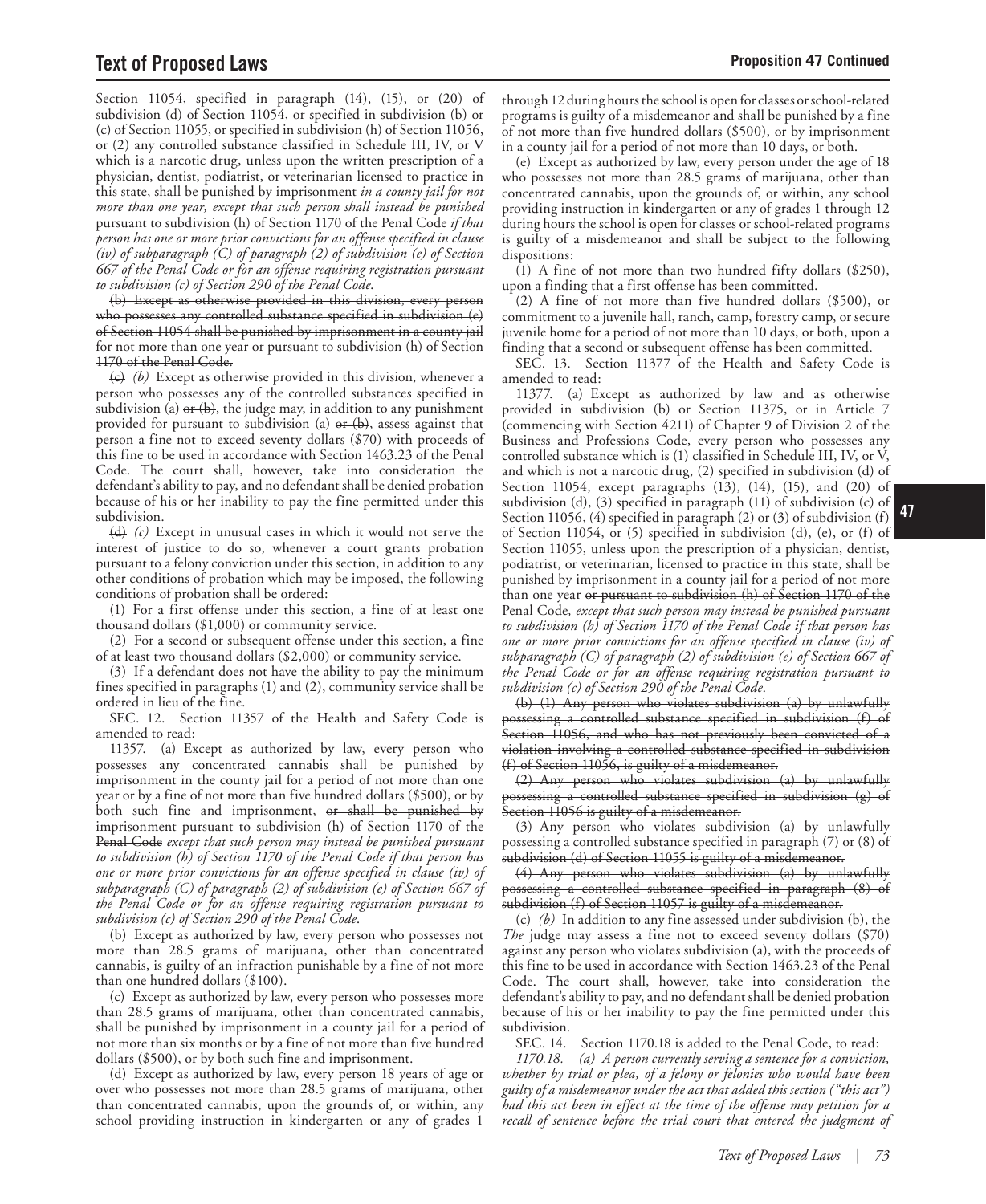Section 11054, specified in paragraph (14), (15), or (20) of subdivision (d) of Section 11054, or specified in subdivision (b) or (c) of Section 11055, or specified in subdivision (h) of Section 11056, or (2) any controlled substance classified in Schedule III, IV, or V which is a narcotic drug, unless upon the written prescription of a physician, dentist, podiatrist, or veterinarian licensed to practice in this state, shall be punished by imprisonment *in a county jail for not more than one year, except that such person shall instead be punished* pursuant to subdivision (h) of Section 1170 of the Penal Code *if that person has one or more prior convictions for an offense specified in clause (iv) of subparagraph (C) of paragraph (2) of subdivision (e) of Section 667 of the Penal Code or for an offense requiring registration pursuant to subdivision (c) of Section 290 of the Penal Code.*

~~(b) Except as otherwise provided in this division, every person who possesses any controlled substance specified in subdivision (e) of Section 11054 shall be punished by imprisonment in a county jail for not more than one year or pursuant to subdivision (h) of Section 1170 of the Penal Code.~~

~~(c)~~ *(b)* Except as otherwise provided in this division, whenever a person who possesses any of the controlled substances specified in subdivision (a) ~~or (b)~~, the judge may, in addition to any punishment provided for pursuant to subdivision (a) ~~or (b)~~, assess against that person a fine not to exceed seventy dollars ($70) with proceeds of this fine to be used in accordance with Section 1463.23 of the Penal Code. The court shall, however, take into consideration the defendant's ability to pay, and no defendant shall be denied probation because of his or her inability to pay the fine permitted under this subdivision.

~~(d)~~ *(c)* Except in unusual cases in which it would not serve the interest of justice to do so, whenever a court grants probation pursuant to a felony conviction under this section, in addition to any other conditions of probation which may be imposed, the following conditions of probation shall be ordered:

(1) For a first offense under this section, a fine of at least one thousand dollars ($1,000) or community service.

(2) For a second or subsequent offense under this section, a fine of at least two thousand dollars ($2,000) or community service.

(3) If a defendant does not have the ability to pay the minimum fines specified in paragraphs (1) and (2), community service shall be ordered in lieu of the fine.

SEC. 12. Section 11357 of the Health and Safety Code is amended to read:

11357. (a) Except as authorized by law, every person who possesses any concentrated cannabis shall be punished by imprisonment in the county jail for a period of not more than one year or by a fine of not more than five hundred dollars ($500), or by both such fine and imprisonment, ~~or shall be punished by imprisonment pursuant to subdivision (h) of Section 1170 of the Penal Code~~ *except that such person may instead be punished pursuant to subdivision (h) of Section 1170 of the Penal Code if that person has one or more prior convictions for an offense specified in clause (iv) of subparagraph (C) of paragraph (2) of subdivision (e) of Section 667 of the Penal Code or for an offense requiring registration pursuant to subdivision (c) of Section 290 of the Penal Code.*

(b) Except as authorized by law, every person who possesses not more than 28.5 grams of marijuana, other than concentrated cannabis, is guilty of an infraction punishable by a fine of not more than one hundred dollars ($100).

(c) Except as authorized by law, every person who possesses more than 28.5 grams of marijuana, other than concentrated cannabis, shall be punished by imprisonment in a county jail for a period of not more than six months or by a fine of not more than five hundred dollars ($500), or by both such fine and imprisonment.

(d) Except as authorized by law, every person 18 years of age or over who possesses not more than 28.5 grams of marijuana, other than concentrated cannabis, upon the grounds of, or within, any school providing instruction in kindergarten or any of grades 1 through 12 during hours the school is open for classes or school-related programs is guilty of a misdemeanor and shall be punished by a fine of not more than five hundred dollars ($500), or by imprisonment in a county jail for a period of not more than 10 days, or both.

(e) Except as authorized by law, every person under the age of 18 who possesses not more than 28.5 grams of marijuana, other than concentrated cannabis, upon the grounds of, or within, any school providing instruction in kindergarten or any of grades 1 through 12 during hours the school is open for classes or school-related programs is guilty of a misdemeanor and shall be subject to the following dispositions:

(1) A fine of not more than two hundred fifty dollars ($250), upon a finding that a first offense has been committed.

(2) A fine of not more than five hundred dollars ($500), or commitment to a juvenile hall, ranch, camp, forestry camp, or secure juvenile home for a period of not more than 10 days, or both, upon a finding that a second or subsequent offense has been committed.

SEC. 13. Section 11377 of the Health and Safety Code is amended to read:

11377. (a) Except as authorized by law and as otherwise provided in subdivision (b) or Section 11375, or in Article 7 (commencing with Section 4211) of Chapter 9 of Division 2 of the Business and Professions Code, every person who possesses any controlled substance which is (1) classified in Schedule III, IV, or V, and which is not a narcotic drug, (2) specified in subdivision (d) of Section 11054, except paragraphs (13), (14), (15), and (20) of subdivision (d), (3) specified in paragraph (11) of subdivision (c) of Section 11056, (4) specified in paragraph (2) or (3) of subdivision (f) of Section 11054, or (5) specified in subdivision (d), (e), or (f) of Section 11055, unless upon the prescription of a physician, dentist, podiatrist, or veterinarian, licensed to practice in this state, shall be punished by imprisonment in a county jail for a period of not more than one year ~~or pursuant to subdivision (h) of Section 1170 of the Penal Code~~*, except that such person may instead be punished pursuant to subdivision (h) of Section 1170 of the Penal Code if that person has one or more prior convictions for an offense specified in clause (iv) of subparagraph (C) of paragraph (2) of subdivision (e) of Section 667 of the Penal Code or for an offense requiring registration pursuant to subdivision (c) of Section 290 of the Penal Code.*

~~(b) (1) Any person who violates subdivision (a) by unlawfully possessing a controlled substance specified in subdivision (f) of Section 11056, and who has not previously been convicted of a violation involving a controlled substance specified in subdivision (f) of Section 11056, is guilty of a misdemeanor.~~

~~(2) Any person who violates subdivision (a) by unlawfully possessing a controlled substance specified in subdivision (g) of Section 11056 is guilty of a misdemeanor.~~

~~(3) Any person who violates subdivision (a) by unlawfully possessing a controlled substance specified in paragraph (7) or (8) of subdivision (d) of Section 11055 is guilty of a misdemeanor.~~

~~(4) Any person who violates subdivision (a) by unlawfully possessing a controlled substance specified in paragraph (8) of subdivision (f) of Section 11057 is guilty of a misdemeanor.~~

~~(c)~~ *(b)* ~~In addition to any fine assessed under subdivision (b), the~~ *The* judge may assess a fine not to exceed seventy dollars ($70) against any person who violates subdivision (a), with the proceeds of this fine to be used in accordance with Section 1463.23 of the Penal Code. The court shall, however, take into consideration the defendant's ability to pay, and no defendant shall be denied probation because of his or her inability to pay the fine permitted under this subdivision.

SEC. 14. Section 1170.18 is added to the Penal Code, to read:

*1170.18. (a) A person currently serving a sentence for a conviction, whether by trial or plea, of a felony or felonies who would have been guilty of a misdemeanor under the act that added this section ("this act") had this act been in effect at the time of the offense may petition for a recall of sentence before the trial court that entered the judgment of*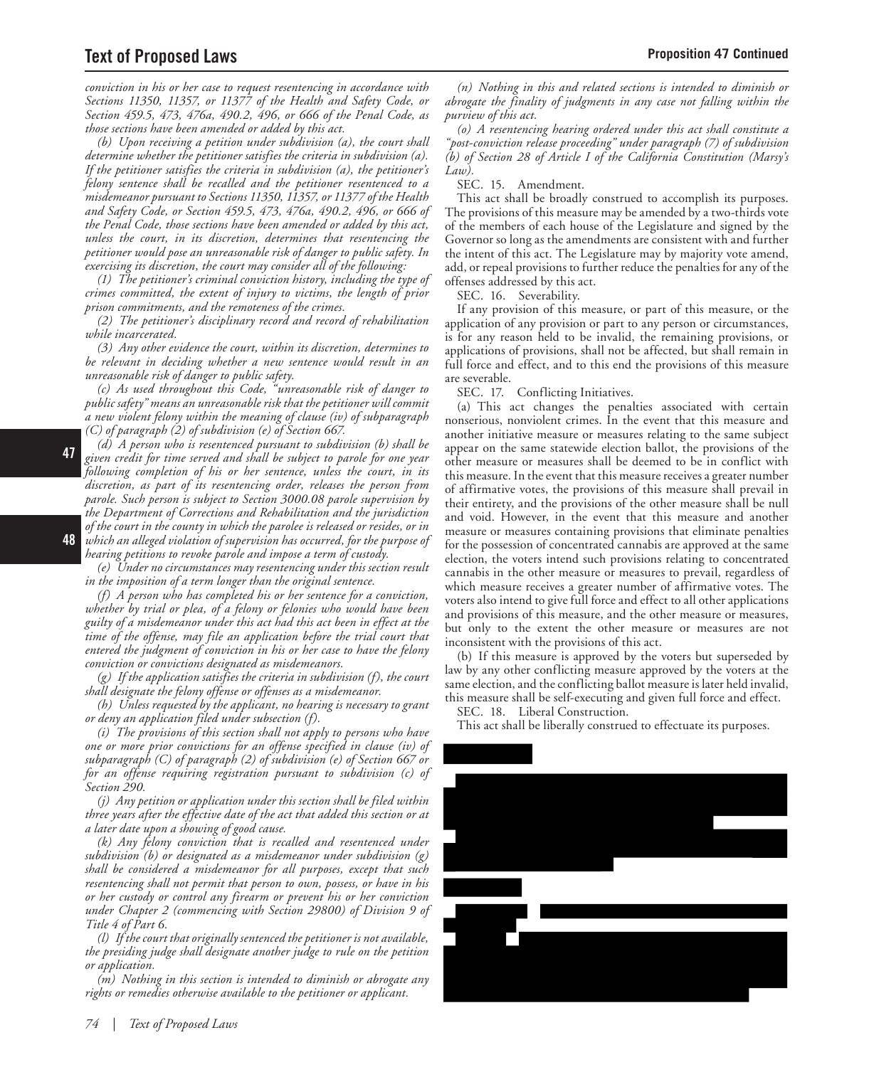*conviction in his or her case to request resentencing in accordance with Sections 11350, 11357, or 11377 of the Health and Safety Code, or Section 459.5, 473, 476a, 490.2, 496, or 666 of the Penal Code, as those sections have been amended or added by this act.*

*(b) Upon receiving a petition under subdivision (a), the court shall determine whether the petitioner satisfies the criteria in subdivision (a). If the petitioner satisfies the criteria in subdivision (a), the petitioner's felony sentence shall be recalled and the petitioner resentenced to a misdemeanor pursuant to Sections 11350, 11357, or 11377 of the Health and Safety Code, or Section 459.5, 473, 476a, 490.2, 496, or 666 of the Penal Code, those sections have been amended or added by this act, unless the court, in its discretion, determines that resentencing the petitioner would pose an unreasonable risk of danger to public safety. In exercising its discretion, the court may consider all of the following:*

*(1) The petitioner's criminal conviction history, including the type of crimes committed, the extent of injury to victims, the length of prior prison commitments, and the remoteness of the crimes.*

*(2) The petitioner's disciplinary record and record of rehabilitation while incarcerated.*

*(3) Any other evidence the court, within its discretion, determines to be relevant in deciding whether a new sentence would result in an unreasonable risk of danger to public safety.*

*(c) As used throughout this Code, "unreasonable risk of danger to public safety" means an unreasonable risk that the petitioner will commit a new violent felony within the meaning of clause (iv) of subparagraph (C) of paragraph (2) of subdivision (e) of Section 667.*

*(d) A person who is resentenced pursuant to subdivision (b) shall be given credit for time served and shall be subject to parole for one year following completion of his or her sentence, unless the court, in its discretion, as part of its resentencing order, releases the person from parole. Such person is subject to Section 3000.08 parole supervision by the Department of Corrections and Rehabilitation and the jurisdiction of the court in the county in which the parolee is released or resides, or in which an alleged violation of supervision has occurred, for the purpose of hearing petitions to revoke parole and impose a term of custody.*

*(e) Under no circumstances may resentencing under this section result in the imposition of a term longer than the original sentence.*

*(f) A person who has completed his or her sentence for a conviction, whether by trial or plea, of a felony or felonies who would have been guilty of a misdemeanor under this act had this act been in effect at the time of the offense, may file an application before the trial court that entered the judgment of conviction in his or her case to have the felony conviction or convictions designated as misdemeanors.*

*(g) If the application satisfies the criteria in subdivision (f), the court shall designate the felony offense or offenses as a misdemeanor.*

*(h) Unless requested by the applicant, no hearing is necessary to grant or deny an application filed under subsection (f).*

*(i) The provisions of this section shall not apply to persons who have one or more prior convictions for an offense specified in clause (iv) of subparagraph (C) of paragraph (2) of subdivision (e) of Section 667 or for an offense requiring registration pursuant to subdivision (c) of Section 290.*

*(j) Any petition or application under this section shall be filed within three years after the effective date of the act that added this section or at a later date upon a showing of good cause.*

*(k) Any felony conviction that is recalled and resentenced under subdivision (b) or designated as a misdemeanor under subdivision (g) shall be considered a misdemeanor for all purposes, except that such resentencing shall not permit that person to own, possess, or have in his or her custody or control any firearm or prevent his or her conviction under Chapter 2 (commencing with Section 29800) of Division 9 of Title 4 of Part 6.*

*(l) If the court that originally sentenced the petitioner is not available, the presiding judge shall designate another judge to rule on the petition or application.*

*(m) Nothing in this section is intended to diminish or abrogate any rights or remedies otherwise available to the petitioner or applicant.*

*(n) Nothing in this and related sections is intended to diminish or abrogate the finality of judgments in any case not falling within the purview of this act.*

*(o) A resentencing hearing ordered under this act shall constitute a "post-conviction release proceeding" under paragraph (7) of subdivision (b) of Section 28 of Article I of the California Constitution (Marsy's Law).*

SEC. 15. Amendment.

This act shall be broadly construed to accomplish its purposes. The provisions of this measure may be amended by a two-thirds vote of the members of each house of the Legislature and signed by the Governor so long as the amendments are consistent with and further the intent of this act. The Legislature may by majority vote amend, add, or repeal provisions to further reduce the penalties for any of the offenses addressed by this act.

SEC. 16. Severability.

If any provision of this measure, or part of this measure, or the application of any provision or part to any person or circumstances, is for any reason held to be invalid, the remaining provisions, or applications of provisions, shall not be affected, but shall remain in full force and effect, and to this end the provisions of this measure are severable.

SEC. 17. Conflicting Initiatives.

(a) This act changes the penalties associated with certain nonserious, nonviolent crimes. In the event that this measure and another initiative measure or measures relating to the same subject appear on the same statewide election ballot, the provisions of the other measure or measures shall be deemed to be in conflict with this measure. In the event that this measure receives a greater number of affirmative votes, the provisions of this measure shall prevail in their entirety, and the provisions of the other measure shall be null and void. However, in the event that this measure and another measure or measures containing provisions that eliminate penalties for the possession of concentrated cannabis are approved at the same election, the voters intend such provisions relating to concentrated cannabis in the other measure or measures to prevail, regardless of which measure receives a greater number of affirmative votes. The voters also intend to give full force and effect to all other applications and provisions of this measure, and the other measure or measures, but only to the extent the other measure or measures are not inconsistent with the provisions of this act.

(b) If this measure is approved by the voters but superseded by law by any other conflicting measure approved by the voters at the same election, and the conflicting ballot measure is later held invalid, this measure shall be self-executing and given full force and effect.

SEC. 18. Liberal Construction.

This act shall be liberally construed to effectuate its purposes.